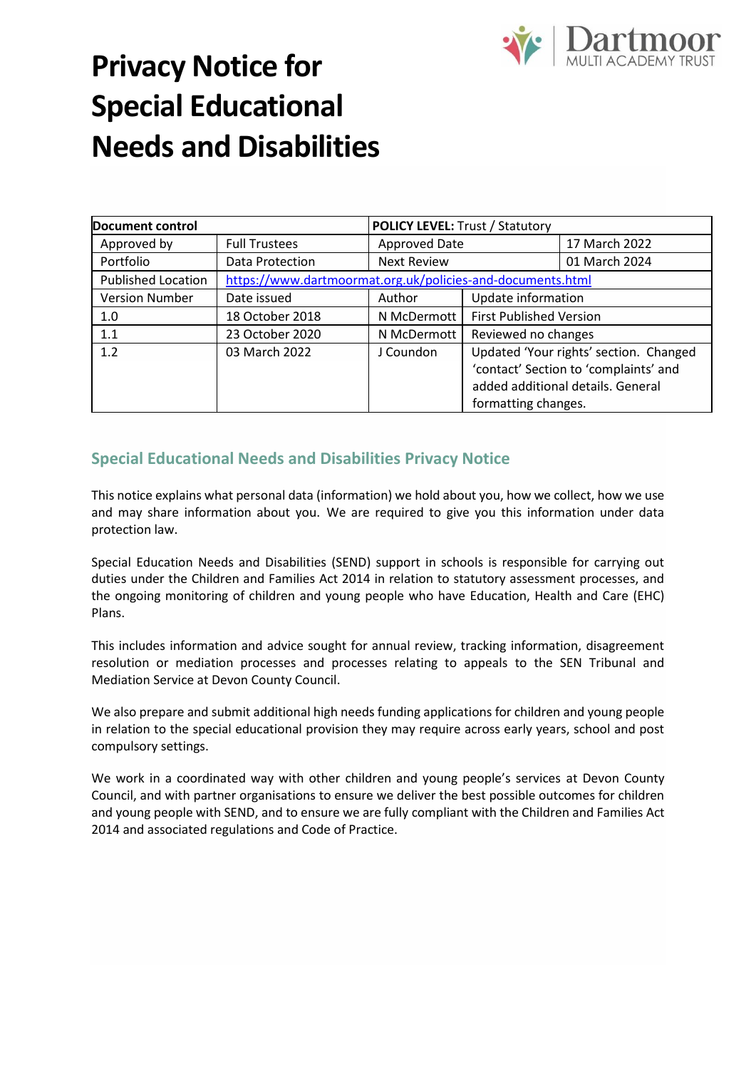# Privacy Notice for Special Educational Needs and Disabilities

| Document control | | POLICY LEVEL: Trust / Statutory | | |
|---|---|---|---|---|
| Approved by | Full Trustees | Approved Date | | 17 March 2022 |
| Portfolio | Data Protection | Next Review | | 01 March 2024 |
| Published Location | https://www.dartmoormat.org.uk/policies-and-documents.html | | | |
| Version Number | Date issued | Author | Update information | |
| 1.0 | 18 October 2018 | N McDermott | First Published Version | |
| 1.1 | 23 October 2020 | N McDermott | Reviewed no changes | |
| 1.2 | 03 March 2022 | J Coundon | Updated 'Your rights' section. Changed 'contact' Section to 'complaints' and added additional details. General formatting changes. | |

## Special Educational Needs and Disabilities Privacy Notice

This notice explains what personal data (information) we hold about you, how we collect, how we use and may share information about you. We are required to give you this information under data protection law.

Special Education Needs and Disabilities (SEND) support in schools is responsible for carrying out duties under the Children and Families Act 2014 in relation to statutory assessment processes, and the ongoing monitoring of children and young people who have Education, Health and Care (EHC) Plans.

This includes information and advice sought for annual review, tracking information, disagreement resolution or mediation processes and processes relating to appeals to the SEN Tribunal and Mediation Service at Devon County Council.

We also prepare and submit additional high needs funding applications for children and young people in relation to the special educational provision they may require across early years, school and post compulsory settings.

We work in a coordinated way with other children and young people's services at Devon County Council, and with partner organisations to ensure we deliver the best possible outcomes for children and young people with SEND, and to ensure we are fully compliant with the Children and Families Act 2014 and associated regulations and Code of Practice.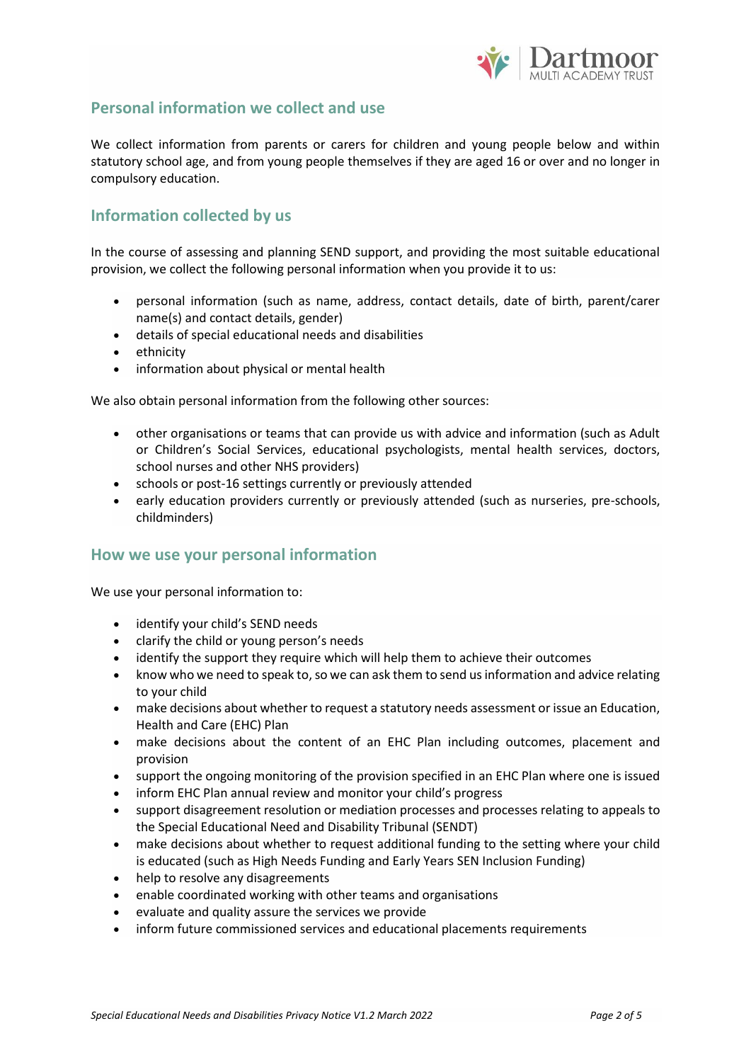## Personal information we collect and use

We collect information from parents or carers for children and young people below and within statutory school age, and from young people themselves if they are aged 16 or over and no longer in compulsory education.

## Information collected by us

In the course of assessing and planning SEND support, and providing the most suitable educational provision, we collect the following personal information when you provide it to us:

- personal information (such as name, address, contact details, date of birth, parent/carer name(s) and contact details, gender)
- details of special educational needs and disabilities
- ethnicity
- information about physical or mental health

We also obtain personal information from the following other sources:

- other organisations or teams that can provide us with advice and information (such as Adult or Children's Social Services, educational psychologists, mental health services, doctors, school nurses and other NHS providers)
- schools or post-16 settings currently or previously attended
- early education providers currently or previously attended (such as nurseries, pre-schools, childminders)

## How we use your personal information

We use your personal information to:

- identify your child's SEND needs
- clarify the child or young person's needs
- identify the support they require which will help them to achieve their outcomes
- know who we need to speak to, so we can ask them to send us information and advice relating to your child
- make decisions about whether to request a statutory needs assessment or issue an Education, Health and Care (EHC) Plan
- make decisions about the content of an EHC Plan including outcomes, placement and provision
- support the ongoing monitoring of the provision specified in an EHC Plan where one is issued
- inform EHC Plan annual review and monitor your child's progress
- support disagreement resolution or mediation processes and processes relating to appeals to the Special Educational Need and Disability Tribunal (SENDT)
- make decisions about whether to request additional funding to the setting where your child is educated (such as High Needs Funding and Early Years SEN Inclusion Funding)
- help to resolve any disagreements
- enable coordinated working with other teams and organisations
- evaluate and quality assure the services we provide
- inform future commissioned services and educational placements requirements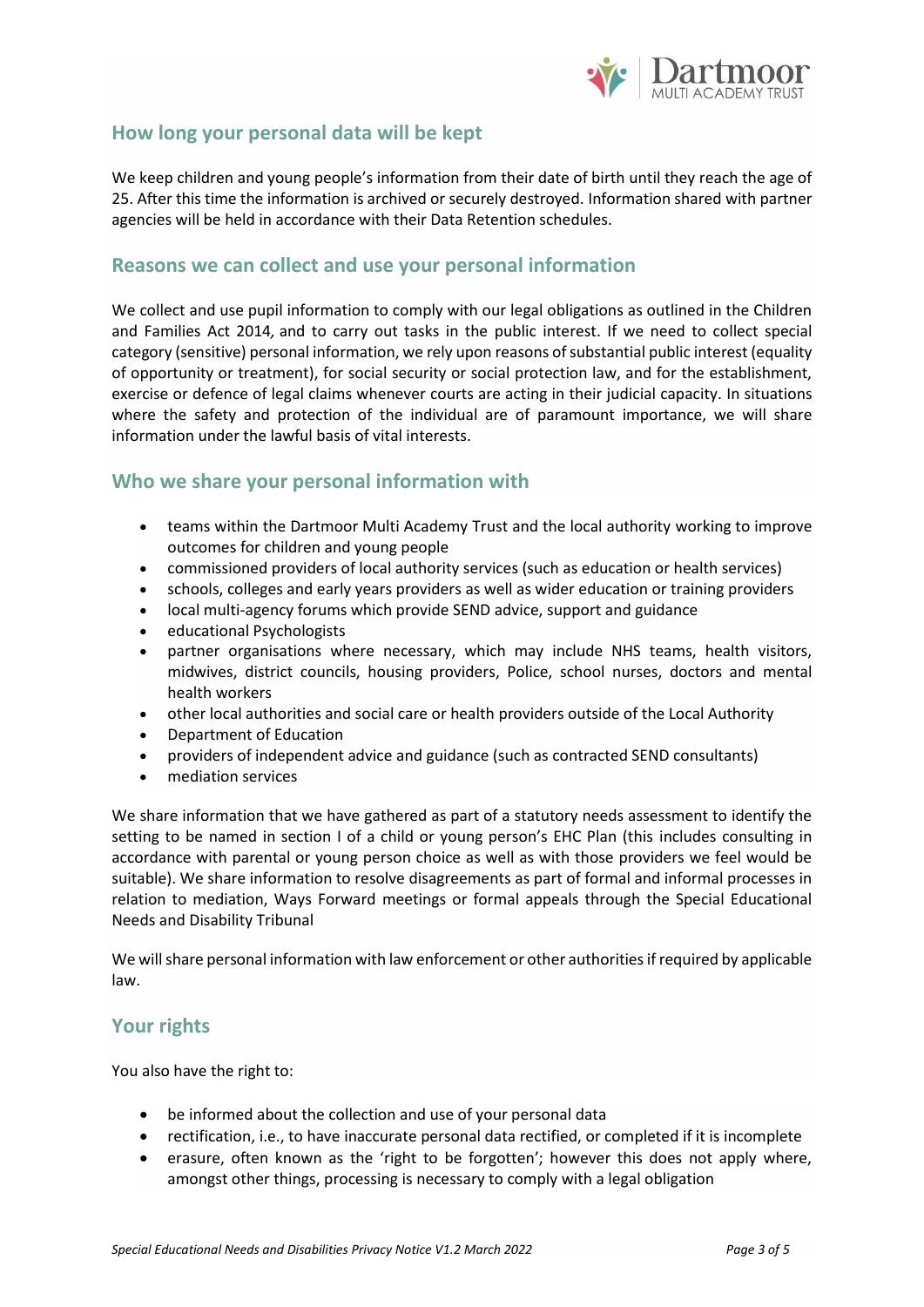## How long your personal data will be kept

We keep children and young people's information from their date of birth until they reach the age of 25. After this time the information is archived or securely destroyed. Information shared with partner agencies will be held in accordance with their Data Retention schedules.

## Reasons we can collect and use your personal information

We collect and use pupil information to comply with our legal obligations as outlined in the Children and Families Act 2014, and to carry out tasks in the public interest. If we need to collect special category (sensitive) personal information, we rely upon reasons of substantial public interest (equality of opportunity or treatment), for social security or social protection law, and for the establishment, exercise or defence of legal claims whenever courts are acting in their judicial capacity. In situations where the safety and protection of the individual are of paramount importance, we will share information under the lawful basis of vital interests.

## Who we share your personal information with

- teams within the Dartmoor Multi Academy Trust and the local authority working to improve outcomes for children and young people
- commissioned providers of local authority services (such as education or health services)
- schools, colleges and early years providers as well as wider education or training providers
- local multi-agency forums which provide SEND advice, support and guidance
- educational Psychologists
- partner organisations where necessary, which may include NHS teams, health visitors, midwives, district councils, housing providers, Police, school nurses, doctors and mental health workers
- other local authorities and social care or health providers outside of the Local Authority
- Department of Education
- providers of independent advice and guidance (such as contracted SEND consultants)
- mediation services

We share information that we have gathered as part of a statutory needs assessment to identify the setting to be named in section I of a child or young person's EHC Plan (this includes consulting in accordance with parental or young person choice as well as with those providers we feel would be suitable). We share information to resolve disagreements as part of formal and informal processes in relation to mediation, Ways Forward meetings or formal appeals through the Special Educational Needs and Disability Tribunal

We will share personal information with law enforcement or other authorities if required by applicable law.

## Your rights

You also have the right to:

- be informed about the collection and use of your personal data
- rectification, i.e., to have inaccurate personal data rectified, or completed if it is incomplete
- erasure, often known as the 'right to be forgotten'; however this does not apply where, amongst other things, processing is necessary to comply with a legal obligation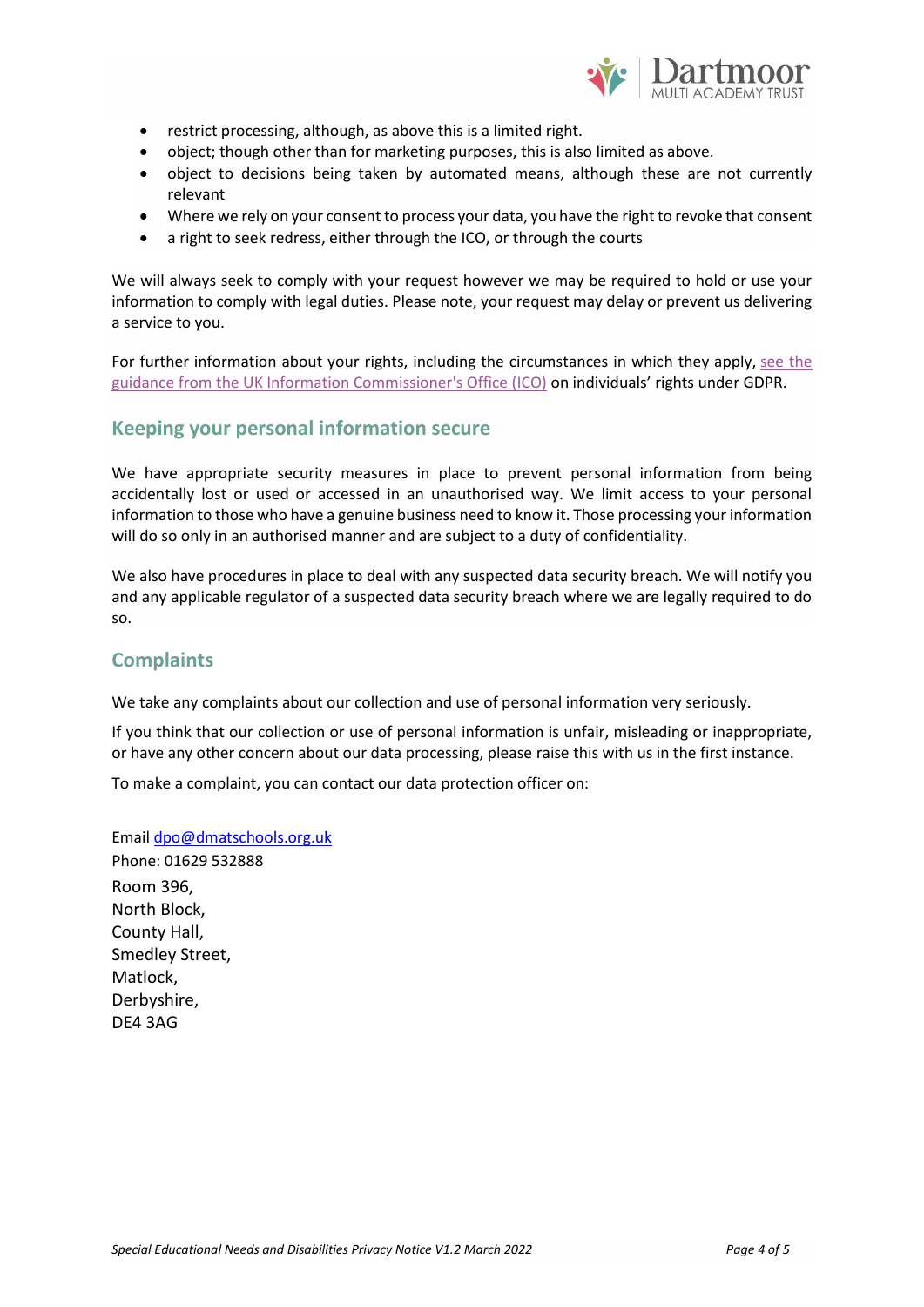- restrict processing, although, as above this is a limited right.
- object; though other than for marketing purposes, this is also limited as above.
- object to decisions being taken by automated means, although these are not currently relevant
- Where we rely on your consent to process your data, you have the right to revoke that consent
- a right to seek redress, either through the ICO, or through the courts

We will always seek to comply with your request however we may be required to hold or use your information to comply with legal duties. Please note, your request may delay or prevent us delivering a service to you.

For further information about your rights, including the circumstances in which they apply, see the guidance from the UK Information Commissioner's Office (ICO) on individuals' rights under GDPR.

## Keeping your personal information secure

We have appropriate security measures in place to prevent personal information from being accidentally lost or used or accessed in an unauthorised way. We limit access to your personal information to those who have a genuine business need to know it. Those processing your information will do so only in an authorised manner and are subject to a duty of confidentiality.

We also have procedures in place to deal with any suspected data security breach. We will notify you and any applicable regulator of a suspected data security breach where we are legally required to do so.

## Complaints

We take any complaints about our collection and use of personal information very seriously.

If you think that our collection or use of personal information is unfair, misleading or inappropriate, or have any other concern about our data processing, please raise this with us in the first instance.

To make a complaint, you can contact our data protection officer on:

Email dpo@dmatschools.org.uk
Phone: 01629 532888
Room 396,
North Block,
County Hall,
Smedley Street,
Matlock,
Derbyshire,
DE4 3AG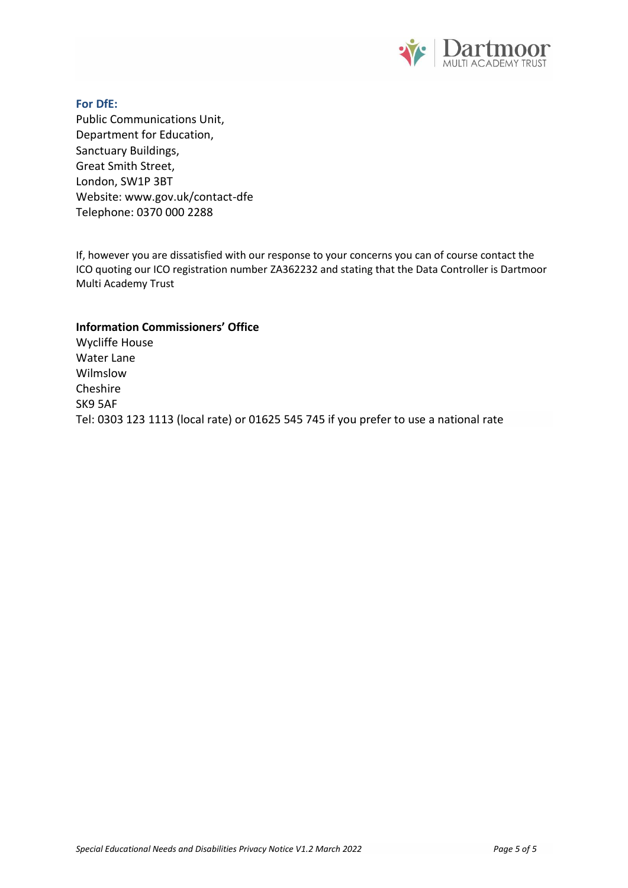**For DfE:**
Public Communications Unit,
Department for Education,
Sanctuary Buildings,
Great Smith Street,
London, SW1P 3BT
Website: www.gov.uk/contact-dfe
Telephone: 0370 000 2288

If, however you are dissatisfied with our response to your concerns you can of course contact the ICO quoting our ICO registration number ZA362232 and stating that the Data Controller is Dartmoor Multi Academy Trust

**Information Commissioners' Office**
Wycliffe House
Water Lane
Wilmslow
Cheshire
SK9 5AF
Tel: 0303 123 1113 (local rate) or 01625 545 745 if you prefer to use a national rate